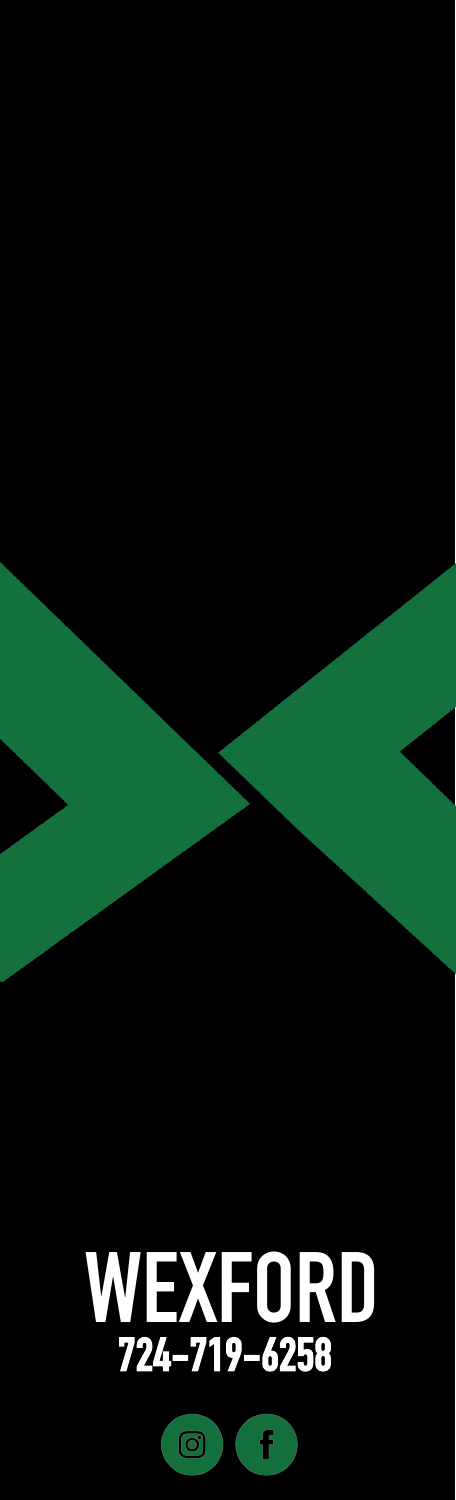# WEXFORD

**724-719-6258**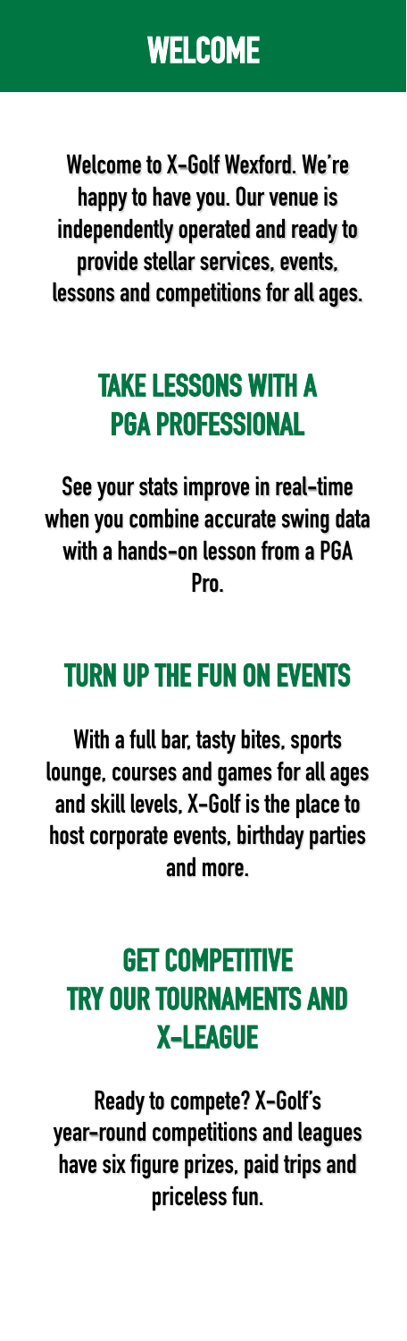# WELCOME

Welcome to X-Golf Wexford. We're happy to have you. Our venue is independently operated and ready to provide stellar services, events, lessons and competitions for all ages.

## TAKE LESSONS WITH A PGA PROFESSIONAL

See your stats improve in real-time when you combine accurate swing data with a hands-on lesson from a PGA Pro.

## TURN UP THE FUN ON EVENTS

With a full bar, tasty bites, sports lounge, courses and games for all ages and skill levels, X-Golf is the place to host corporate events, birthday parties and more.

## GET COMPETITIVE TRY OUR TOURNAMENTS AND X-LEAGUE

Ready to compete? X-Golf's year-round competitions and leagues have six figure prizes, paid trips and priceless fun.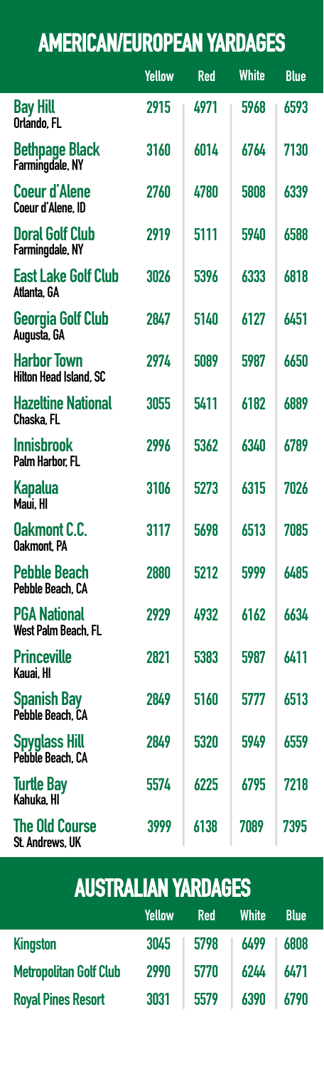## AMERICAN/EUROPEAN YARDAGES

| | Yellow | Red | White | Blue |
|---|---|---|---|---|
| **Bay Hill** Orlando, FL | 2915 | 4971 | 5968 | 6593 |
| **Bethpage Black** Farmingdale, NY | 3160 | 6014 | 6764 | 7130 |
| **Coeur d'Alene** Coeur d'Alene, ID | 2760 | 4780 | 5808 | 6339 |
| **Doral Golf Club** Farmingdale, NY | 2919 | 5111 | 5940 | 6588 |
| **East Lake Golf Club** Atlanta, GA | 3026 | 5396 | 6333 | 6818 |
| **Georgia Golf Club** Augusta, GA | 2847 | 5140 | 6127 | 6451 |
| **Harbor Town** Hilton Head Island, SC | 2974 | 5089 | 5987 | 6650 |
| **Hazeltine National** Chaska, FL | 3055 | 5411 | 6182 | 6889 |
| **Innisbrook** Palm Harbor, FL | 2996 | 5362 | 6340 | 6789 |
| **Kapalua** Maui, HI | 3106 | 5273 | 6315 | 7026 |
| **Oakmont C.C.** Oakmont, PA | 3117 | 5698 | 6513 | 7085 |
| **Pebble Beach** Pebble Beach, CA | 2880 | 5212 | 5999 | 6485 |
| **PGA National** West Palm Beach, FL | 2929 | 4932 | 6162 | 6634 |
| **Princeville** Kauai, HI | 2821 | 5383 | 5987 | 6411 |
| **Spanish Bay** Pebble Beach, CA | 2849 | 5160 | 5777 | 6513 |
| **Spyglass Hill** Pebble Beach, CA | 2849 | 5320 | 5949 | 6559 |
| **Turtle Bay** Kahuka, HI | 5574 | 6225 | 6795 | 7218 |
| **The Old Course** St. Andrews, UK | 3999 | 6138 | 7089 | 7395 |

## AUSTRALIAN YARDAGES

| | Yellow | Red | White | Blue |
|---|---|---|---|---|
| Kingston | 3045 | 5798 | 6499 | 6808 |
| Metropolitan Golf Club | 2990 | 5770 | 6244 | 6471 |
| Royal Pines Resort | 3031 | 5579 | 6390 | 6790 |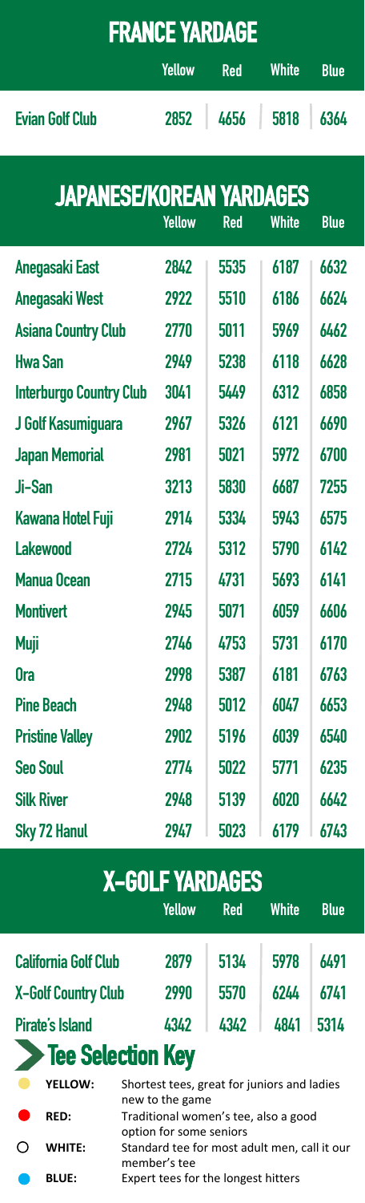# FRANCE YARDAGE

| | Yellow | Red | White | Blue |
|---|---|---|---|---|
| Evian Golf Club | 2852 | 4656 | 5818 | 6364 |

# JAPANESE/KOREAN YARDAGES

| | Yellow | Red | White | Blue |
|---|---|---|---|---|
| Anegasaki East | 2842 | 5535 | 6187 | 6632 |
| Anegasaki West | 2922 | 5510 | 6186 | 6624 |
| Asiana Country Club | 2770 | 5011 | 5969 | 6462 |
| Hwa San | 2949 | 5238 | 6118 | 6628 |
| Interburgo Country Club | 3041 | 5449 | 6312 | 6858 |
| J Golf Kasumiguara | 2967 | 5326 | 6121 | 6690 |
| Japan Memorial | 2981 | 5021 | 5972 | 6700 |
| Ji-San | 3213 | 5830 | 6687 | 7255 |
| Kawana Hotel Fuji | 2914 | 5334 | 5943 | 6575 |
| Lakewood | 2724 | 5312 | 5790 | 6142 |
| Manua Ocean | 2715 | 4731 | 5693 | 6141 |
| Montivert | 2945 | 5071 | 6059 | 6606 |
| Muji | 2746 | 4753 | 5731 | 6170 |
| Ora | 2998 | 5387 | 6181 | 6763 |
| Pine Beach | 2948 | 5012 | 6047 | 6653 |
| Pristine Valley | 2902 | 5196 | 6039 | 6540 |
| Seo Soul | 2774 | 5022 | 5771 | 6235 |
| Silk River | 2948 | 5139 | 6020 | 6642 |
| Sky 72 Hanul | 2947 | 5023 | 6179 | 6743 |

# X-GOLF YARDAGES

| | Yellow | Red | White | Blue |
|---|---|---|---|---|
| California Golf Club | 2879 | 5134 | 5978 | 6491 |
| X-Golf Country Club | 2990 | 5570 | 6244 | 6741 |
| Pirate's Island | 4342 | 4342 | 4841 | 5314 |

## Tee Selection Key

- **YELLOW:** Shortest tees, great for juniors and ladies new to the game
- **RED:** Traditional women's tee, also a good option for some seniors
- **WHITE:** Standard tee for most adult men, call it our member's tee
- **BLUE:** Expert tees for the longest hitters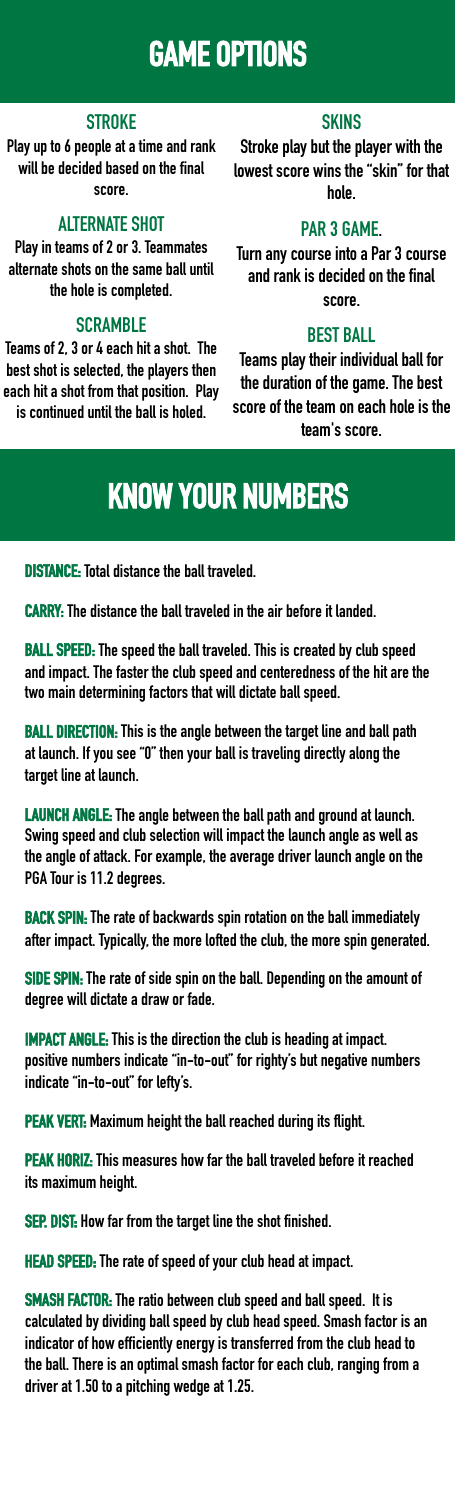# GAME OPTIONS

### STROKE

Play up to 6 people at a time and rank will be decided based on the final score.

### ALTERNATE SHOT

Play in teams of 2 or 3. Teammates alternate shots on the same ball until the hole is completed.

### SCRAMBLE

Teams of 2, 3 or 4 each hit a shot. The best shot is selected, the players then each hit a shot from that position. Play is continued until the ball is holed.

### SKINS

Stroke play but the player with the lowest score wins the "skin" for that hole.

### PAR 3 GAME.

Turn any course into a Par 3 course and rank is decided on the final score.

### BEST BALL

Teams play their individual ball for the duration of the game. The best score of the team on each hole is the team's score.

# KNOW YOUR NUMBERS

**DISTANCE:** Total distance the ball traveled.

**CARRY:** The distance the ball traveled in the air before it landed.

**BALL SPEED:** The speed the ball traveled. This is created by club speed and impact. The faster the club speed and centeredness of the hit are the two main determining factors that will dictate ball speed.

**BALL DIRECTION:** This is the angle between the target line and ball path at launch. If you see "0" then your ball is traveling directly along the target line at launch.

**LAUNCH ANGLE:** The angle between the ball path and ground at launch. Swing speed and club selection will impact the launch angle as well as the angle of attack. For example, the average driver launch angle on the PGA Tour is 11.2 degrees.

**BACK SPIN:** The rate of backwards spin rotation on the ball immediately after impact. Typically, the more lofted the club, the more spin generated.

**SIDE SPIN:** The rate of side spin on the ball. Depending on the amount of degree will dictate a draw or fade.

**IMPACT ANGLE:** This is the direction the club is heading at impact. positive numbers indicate "in-to-out" for righty's but negative numbers indicate "in-to-out" for lefty's.

**PEAK VERT:** Maximum height the ball reached during its flight.

**PEAK HORIZ:** This measures how far the ball traveled before it reached its maximum height.

**SEP. DIST:** How far from the target line the shot finished.

**HEAD SPEED:** The rate of speed of your club head at impact.

**SMASH FACTOR:** The ratio between club speed and ball speed. It is calculated by dividing ball speed by club head speed. Smash factor is an indicator of how efficiently energy is transferred from the club head to the ball. There is an optimal smash factor for each club, ranging from a driver at 1.50 to a pitching wedge at 1.25.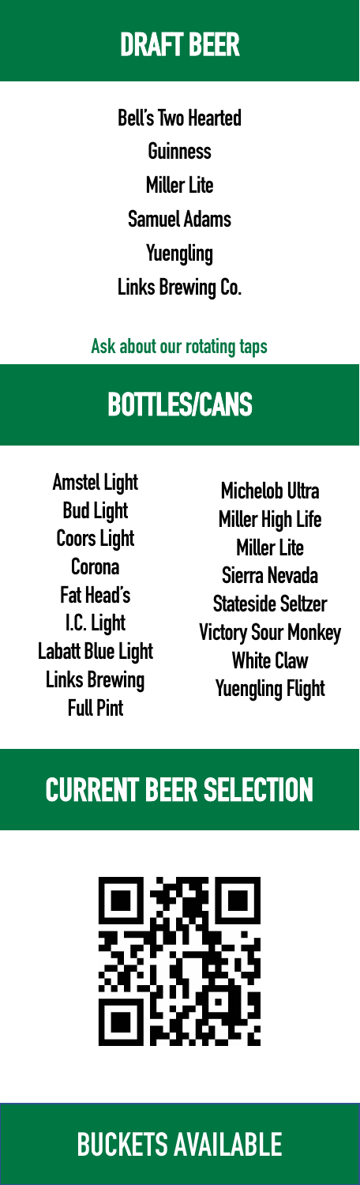# DRAFT BEER

Bell's Two Hearted
Guinness
Miller Lite
Samuel Adams
Yuengling
Links Brewing Co.

Ask about our rotating taps

# BOTTLES/CANS

Amstel Light
Bud Light
Coors Light
Corona
Fat Head's
I.C. Light
Labatt Blue Light
Links Brewing
Full Pint
Michelob Ultra
Miller High Life
Miller Lite
Sierra Nevada
Stateside Seltzer
Victory Sour Monkey
White Claw
Yuengling Flight

# CURRENT BEER SELECTION

# BUCKETS AVAILABLE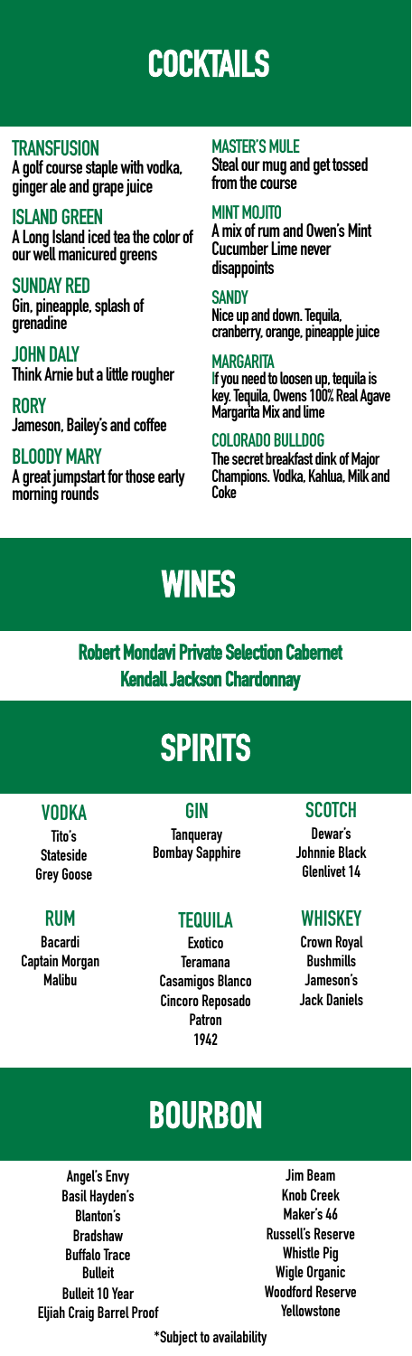# COCKTAILS

**TRANSFUSION**
A golf course staple with vodka, ginger ale and grape juice

**ISLAND GREEN**
A Long Island iced tea the color of our well manicured greens

**SUNDAY RED**
Gin, pineapple, splash of grenadine

**JOHN DALY**
Think Arnie but a little rougher

**RORY**
Jameson, Bailey's and coffee

**BLOODY MARY**
A great jumpstart for those early morning rounds

**MASTER'S MULE**
Steal our mug and get tossed from the course

**MINT MOJITO**
A mix of rum and Owen's Mint Cucumber Lime never disappoints

**SANDY**
Nice up and down. Tequila, cranberry, orange, pineapple juice

**MARGARITA**
If you need to loosen up, tequila is key. Tequila, Owens 100% Real Agave Margarita Mix and lime

**COLORADO BULLDOG**
The secret breakfast dink of Major Champions. Vodka, Kahlua, Milk and Coke

# WINES

**Robert Mondavi Private Selection Cabernet**
**Kendall Jackson Chardonnay**

# SPIRITS

## VODKA
Tito's
Stateside
Grey Goose

## GIN
Tanqueray
Bombay Sapphire

## SCOTCH
Dewar's
Johnnie Black
Glenlivet 14

## RUM
Bacardi
Captain Morgan
Malibu

## TEQUILA
Exotico
Teramana
Casamigos Blanco
Cincoro Reposado
Patron
1942

## WHISKEY
Crown Royal
Bushmills
Jameson's
Jack Daniels

# BOURBON

Angel's Envy
Basil Hayden's
Blanton's
Bradshaw
Buffalo Trace
Bulleit
Bulleit 10 Year
Eljiah Craig Barrel Proof
Jim Beam
Knob Creek
Maker's 46
Russell's Reserve
Whistle Pig
Wigle Organic
Woodford Reserve
Yellowstone

*Subject to availability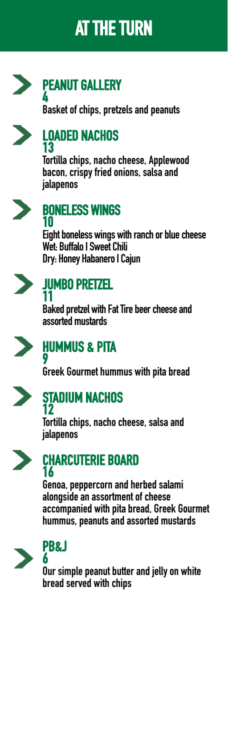# AT THE TURN

## PEANUT GALLERY
4

Basket of chips, pretzels and peanuts

## LOADED NACHOS
13

Tortilla chips, nacho cheese, Applewood bacon, crispy fried onions, salsa and jalapenos

## BONELESS WINGS
10

Eight boneless wings with ranch or blue cheese
Wet: Buffalo | Sweet Chili
Dry: Honey Habanero | Cajun

## JUMBO PRETZEL
11

Baked pretzel with Fat Tire beer cheese and assorted mustards

## HUMMUS & PITA
9

Greek Gourmet hummus with pita bread

## STADIUM NACHOS
12

Tortilla chips, nacho cheese, salsa and jalapenos

## CHARCUTERIE BOARD
16

Genoa, peppercorn and herbed salami alongside an assortment of cheese accompanied with pita bread, Greek Gourmet hummus, peanuts and assorted mustards

## PB&J
6

Our simple peanut butter and jelly on white bread served with chips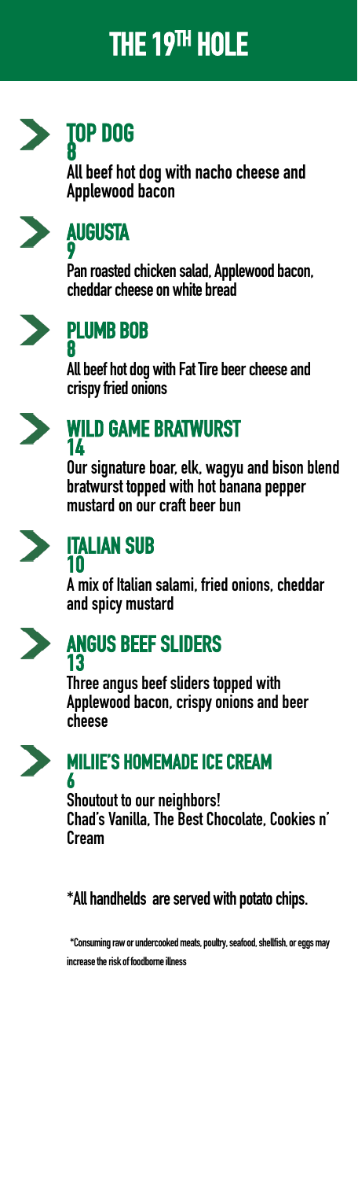# THE 19TH HOLE

## TOP DOG
**8**

All beef hot dog with nacho cheese and Applewood bacon

## AUGUSTA
**9**

Pan roasted chicken salad, Applewood bacon, cheddar cheese on white bread

## PLUMB BOB
**8**

All beef hot dog with Fat Tire beer cheese and crispy fried onions

## WILD GAME BRATWURST
**14**

Our signature boar, elk, wagyu and bison blend bratwurst topped with hot banana pepper mustard on our craft beer bun

## ITALIAN SUB
**10**

A mix of Italian salami, fried onions, cheddar and spicy mustard

## ANGUS BEEF SLIDERS
**13**

Three angus beef sliders topped with Applewood bacon, crispy onions and beer cheese

## MILIIE'S HOMEMADE ICE CREAM
**6**

Shoutout to our neighbors!
Chad's Vanilla, The Best Chocolate, Cookies n' Cream

*All handhelds are served with potato chips.

*Consuming raw or undercooked meats, poultry, seafood, shellfish, or eggs may increase the risk of foodborne illness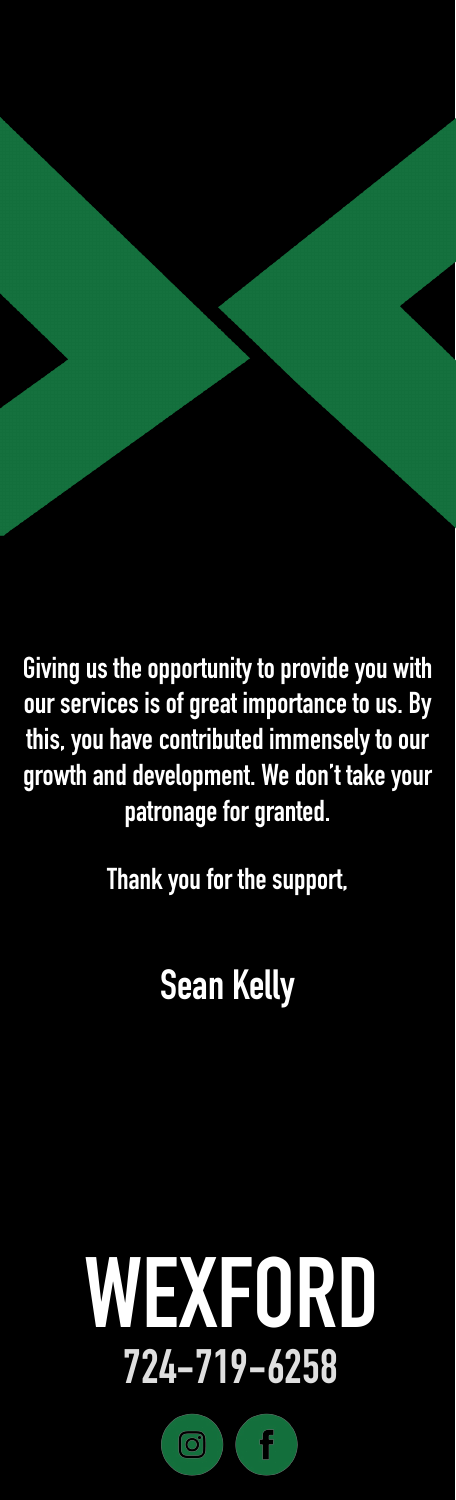Giving us the opportunity to provide you with our services is of great importance to us. By this, you have contributed immensely to our growth and development. We don't take your patronage for granted.

Thank you for the support,

**Sean Kelly**

# WEXFORD

**724-719-6258**